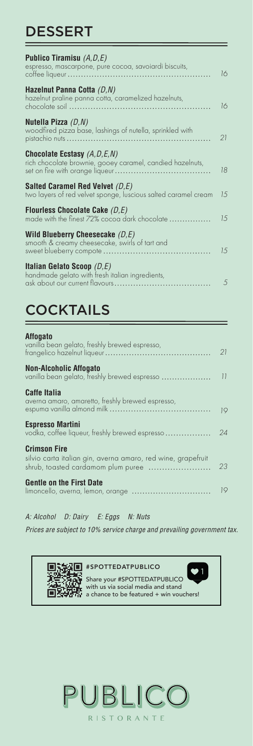# DESSERT

**Publico Tiramisu** *(A,D,E)*
espresso, mascarpone, pure cocoa, savoiardi biscuits, coffee liqueur ........ 16

**Hazelnut Panna Cotta** *(D,N)*
hazelnut praline panna cotta, caramelized hazelnuts, chocolate soil ........ 16

**Nutella Pizza** *(D,N)*
woodfired pizza base, lashings of nutella, sprinkled with pistachio nuts ........ 21

**Chocolate Ecstasy** *(A,D,E,N)*
rich chocolate brownie, gooey caramel, candied hazelnuts, set on fire with orange liqueur ........ 18

**Salted Caramel Red Velvet** *(D,E)*
two layers of red velvet sponge, luscious salted caramel cream 15

**Flourless Chocolate Cake** *(D,E)*
made with the finest 72% cocoa dark chocolate ........ 15

**Wild Blueberry Cheesecake** *(D,E)*
smooth & creamy cheesecake, swirls of tart and sweet blueberry compote ........ 15

**Italian Gelato Scoop** *(D,E)*
handmade gelato with fresh italian ingredients, ask about our current flavours ........ 5

# COCKTAILS

**Affogato**
vanilla bean gelato, freshly brewed espresso, frangelico hazelnut liqueur ........ 21

**Non-Alcoholic Affogato**
vanilla bean gelato, freshly brewed espresso ........ 11

**Caffe Italia**
averna amaro, amaretto, freshly brewed espresso, espuma vanilla almond milk ........ 19

**Espresso Martini**
vodka, coffee liqueur, freshly brewed espresso ........ 24

**Crimson Fire**
silvio carta italian gin, averna amaro, red wine, grapefruit shrub, toasted cardamom plum puree ........ 23

**Gentle on the First Date**
limoncello, averna, lemon, orange ........ 19

*A: Alcohol D: Dairy E: Eggs N: Nuts*

*Prices are subject to 10% service charge and prevailing government tax.*

**#SPOTTEDATPUBLICO**
Share your #SPOTTEDATPUBLICO with us via social media and stand a chance to be featured + win vouchers!

PUBLICO
RISTORANTE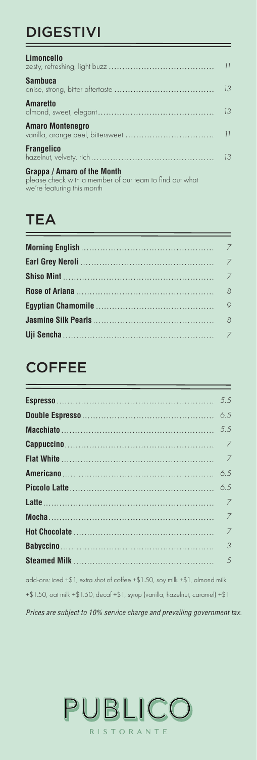## DIGESTIVI

**Limoncello**
zesty, refreshing, light buzz ........ 11

**Sambuca**
anise, strong, bitter aftertaste ........ 13

**Amaretto**
almond, sweet, elegant ........ 13

**Amaro Montenegro**
vanilla, orange peel, bittersweet ........ 11

**Frangelico**
hazelnut, velvety, rich ........ 13

**Grappa / Amaro of the Month**
please check with a member of our team to find out what we're featuring this month

## TEA

| | |
|---|---|
| **Morning English** | 7 |
| **Earl Grey Neroli** | 7 |
| **Shiso Mint** | 7 |
| **Rose of Ariana** | 8 |
| **Egyptian Chamomile** | 9 |
| **Jasmine Silk Pearls** | 8 |
| **Uji Sencha** | 7 |

## COFFEE

| | |
|---|---|
| **Espresso** | 5.5 |
| **Double Espresso** | 6.5 |
| **Macchiato** | 5.5 |
| **Cappuccino** | 7 |
| **Flat White** | 7 |
| **Americano** | 6.5 |
| **Piccolo Latte** | 6.5 |
| **Latte** | 7 |
| **Mocha** | 7 |
| **Hot Chocolate** | 7 |
| **Babyccino** | 3 |
| **Steamed Milk** | 5 |

add-ons: iced +$1, extra shot of coffee +$1.50, soy milk +$1, almond milk +$1.50, oat milk +$1.50, decaf +$1, syrup (vanilla, hazelnut, caramel) +$1

*Prices are subject to 10% service charge and prevailing government tax.*

PUBLICO
RISTORANTE